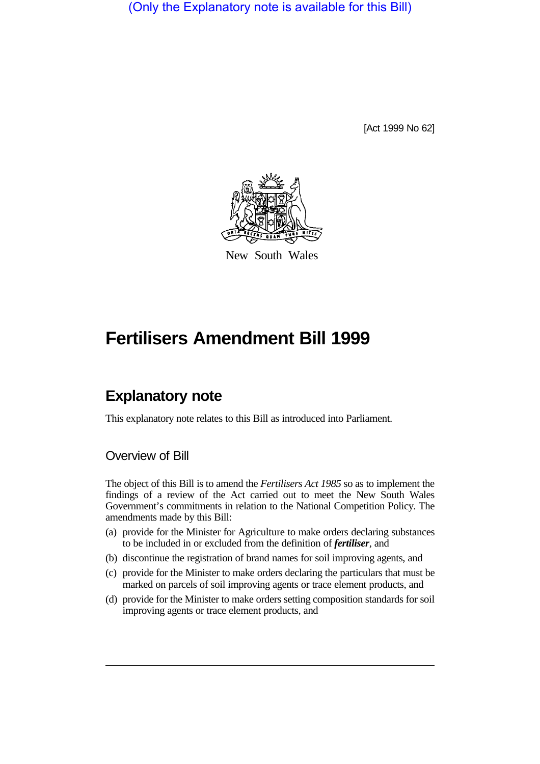(Only the Explanatory note is available for this Bill)

[Act 1999 No 62]

New South Wales

# Fertilisers Amendment Bill 1999

## Explanatory note

This explanatory note relates to this Bill as introduced into Parliament.

### Overview of Bill

The object of this Bill is to amend the *Fertilisers Act 1985* so as to implement the findings of a review of the Act carried out to meet the New South Wales Government's commitments in relation to the National Competition Policy. The amendments made by this Bill:

(a) provide for the Minister for Agriculture to make orders declaring substances to be included in or excluded from the definition of ***fertiliser***, and

(b) discontinue the registration of brand names for soil improving agents, and

(c) provide for the Minister to make orders declaring the particulars that must be marked on parcels of soil improving agents or trace element products, and

(d) provide for the Minister to make orders setting composition standards for soil improving agents or trace element products, and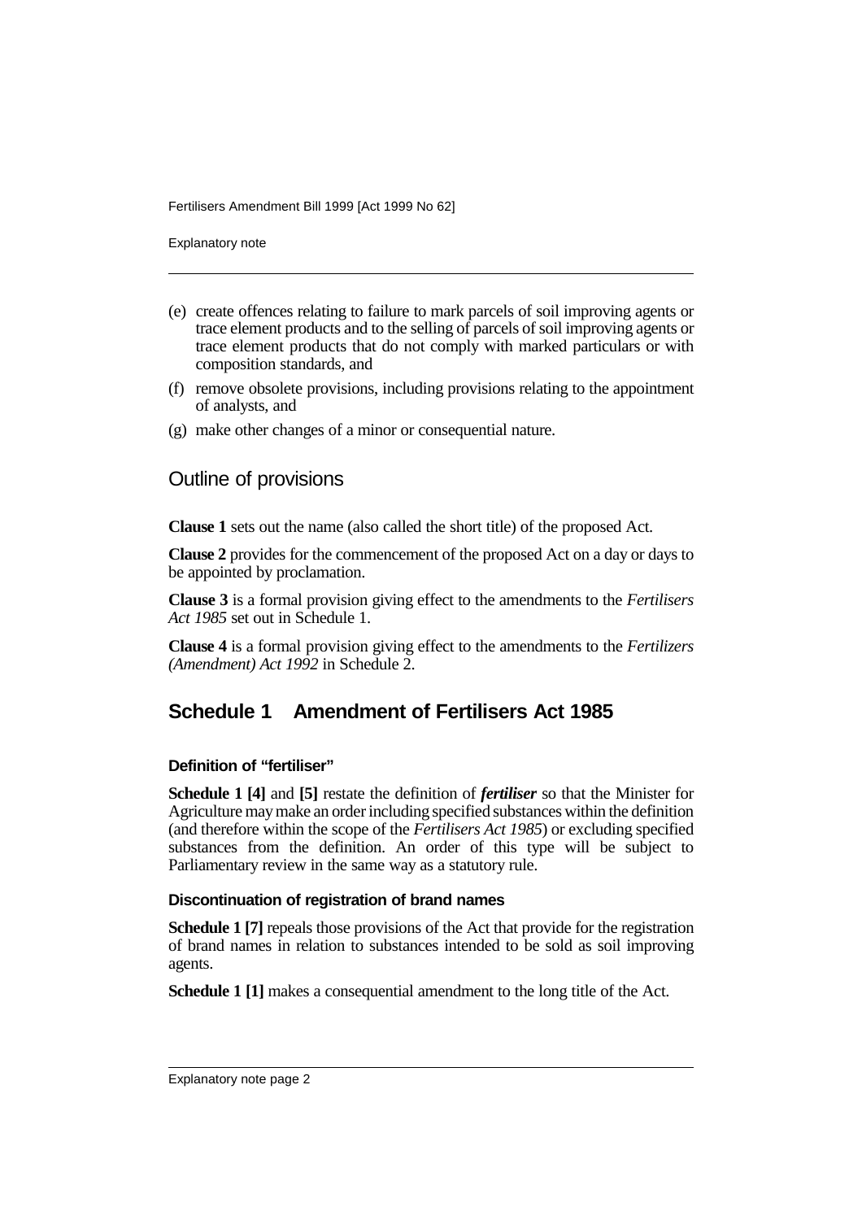(e) create offences relating to failure to mark parcels of soil improving agents or trace element products and to the selling of parcels of soil improving agents or trace element products that do not comply with marked particulars or with composition standards, and

(f) remove obsolete provisions, including provisions relating to the appointment of analysts, and

(g) make other changes of a minor or consequential nature.

## Outline of provisions

**Clause 1** sets out the name (also called the short title) of the proposed Act.

**Clause 2** provides for the commencement of the proposed Act on a day or days to be appointed by proclamation.

**Clause 3** is a formal provision giving effect to the amendments to the *Fertilisers Act 1985* set out in Schedule 1.

**Clause 4** is a formal provision giving effect to the amendments to the *Fertilizers (Amendment) Act 1992* in Schedule 2.

## Schedule 1 Amendment of Fertilisers Act 1985

### Definition of "fertiliser"

**Schedule 1 [4]** and **[5]** restate the definition of ***fertiliser*** so that the Minister for Agriculture may make an order including specified substances within the definition (and therefore within the scope of the *Fertilisers Act 1985*) or excluding specified substances from the definition. An order of this type will be subject to Parliamentary review in the same way as a statutory rule.

### Discontinuation of registration of brand names

**Schedule 1 [7]** repeals those provisions of the Act that provide for the registration of brand names in relation to substances intended to be sold as soil improving agents.

**Schedule 1 [1]** makes a consequential amendment to the long title of the Act.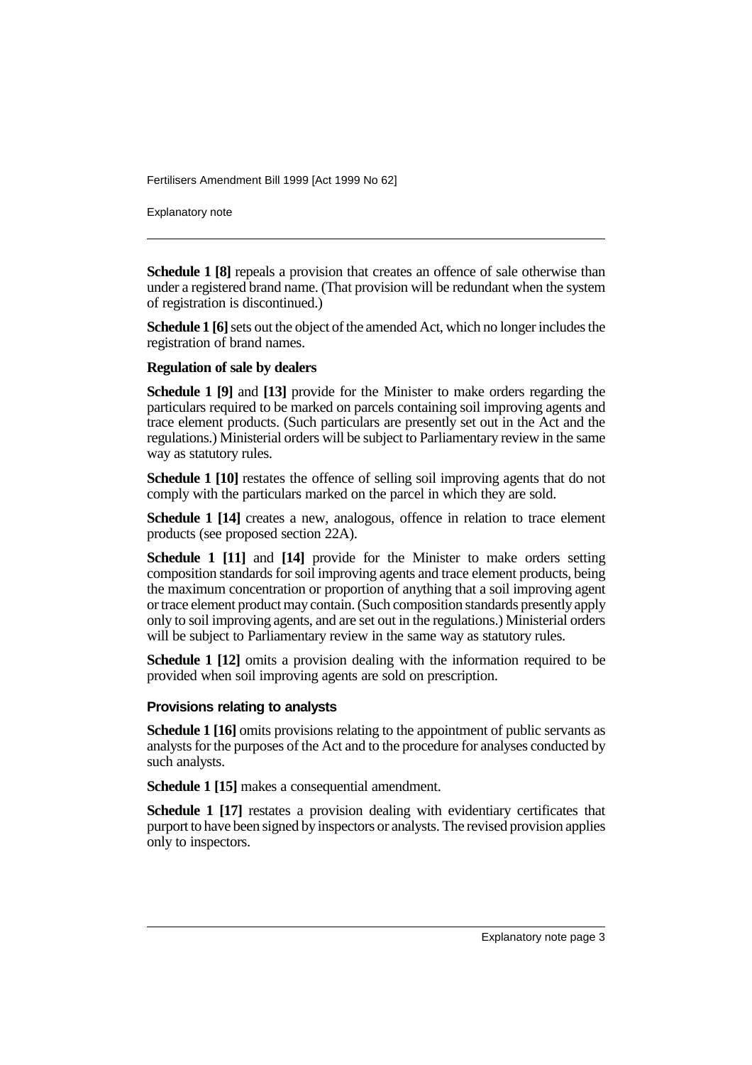**Schedule 1 [8]** repeals a provision that creates an offence of sale otherwise than under a registered brand name. (That provision will be redundant when the system of registration is discontinued.)

**Schedule 1 [6]** sets out the object of the amended Act, which no longer includes the registration of brand names.

**Regulation of sale by dealers**

**Schedule 1 [9]** and **[13]** provide for the Minister to make orders regarding the particulars required to be marked on parcels containing soil improving agents and trace element products. (Such particulars are presently set out in the Act and the regulations.) Ministerial orders will be subject to Parliamentary review in the same way as statutory rules.

**Schedule 1 [10]** restates the offence of selling soil improving agents that do not comply with the particulars marked on the parcel in which they are sold.

**Schedule 1 [14]** creates a new, analogous, offence in relation to trace element products (see proposed section 22A).

**Schedule 1 [11]** and **[14]** provide for the Minister to make orders setting composition standards for soil improving agents and trace element products, being the maximum concentration or proportion of anything that a soil improving agent or trace element product may contain. (Such composition standards presently apply only to soil improving agents, and are set out in the regulations.) Ministerial orders will be subject to Parliamentary review in the same way as statutory rules.

**Schedule 1 [12]** omits a provision dealing with the information required to be provided when soil improving agents are sold on prescription.

**Provisions relating to analysts**

**Schedule 1 [16]** omits provisions relating to the appointment of public servants as analysts for the purposes of the Act and to the procedure for analyses conducted by such analysts.

**Schedule 1 [15]** makes a consequential amendment.

**Schedule 1 [17]** restates a provision dealing with evidentiary certificates that purport to have been signed by inspectors or analysts. The revised provision applies only to inspectors.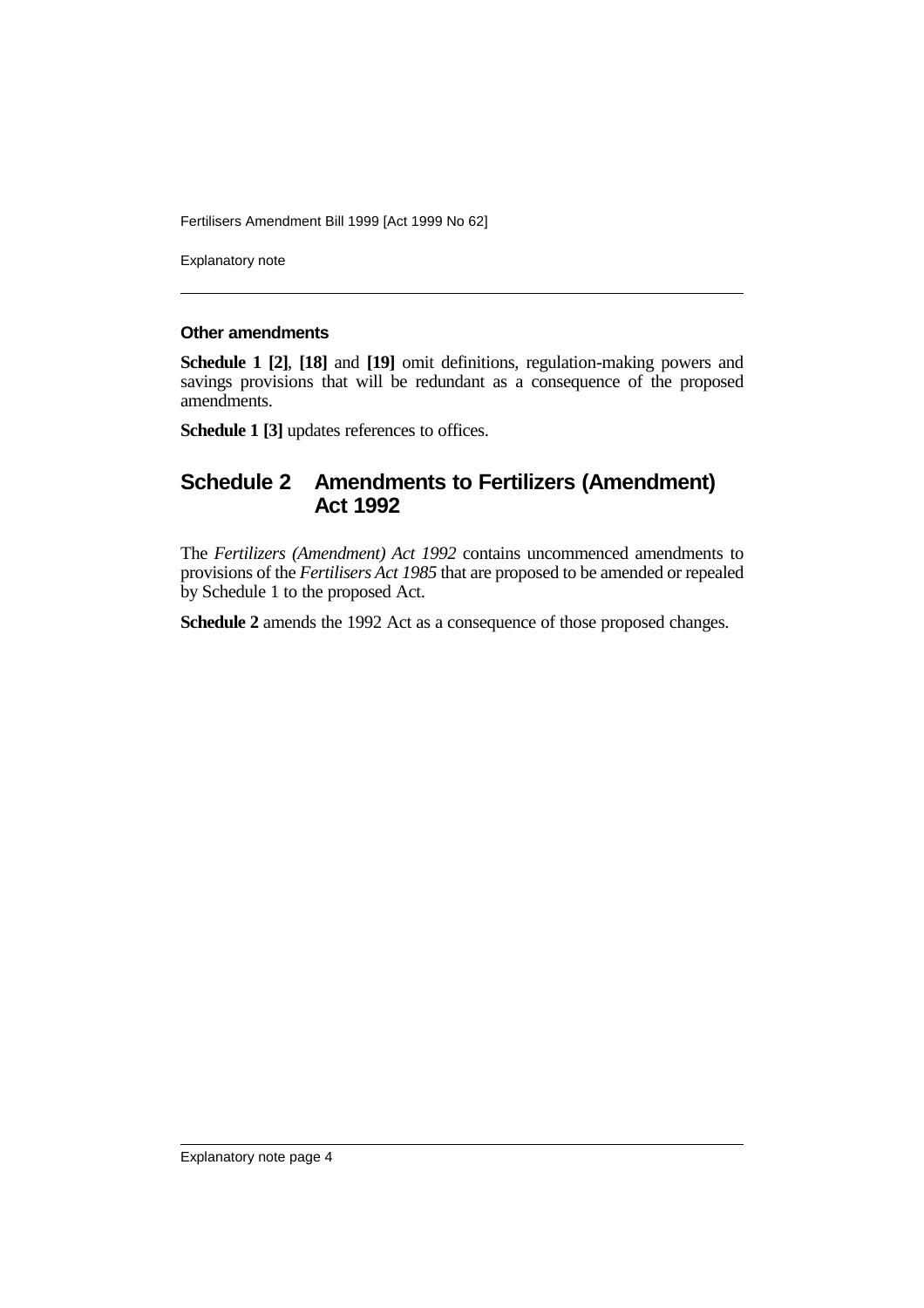### Other amendments

**Schedule 1 [2]**, **[18]** and **[19]** omit definitions, regulation-making powers and savings provisions that will be redundant as a consequence of the proposed amendments.

**Schedule 1 [3]** updates references to offices.

## Schedule 2 Amendments to Fertilizers (Amendment) Act 1992

The *Fertilizers (Amendment) Act 1992* contains uncommenced amendments to provisions of the *Fertilisers Act 1985* that are proposed to be amended or repealed by Schedule 1 to the proposed Act.

**Schedule 2** amends the 1992 Act as a consequence of those proposed changes.